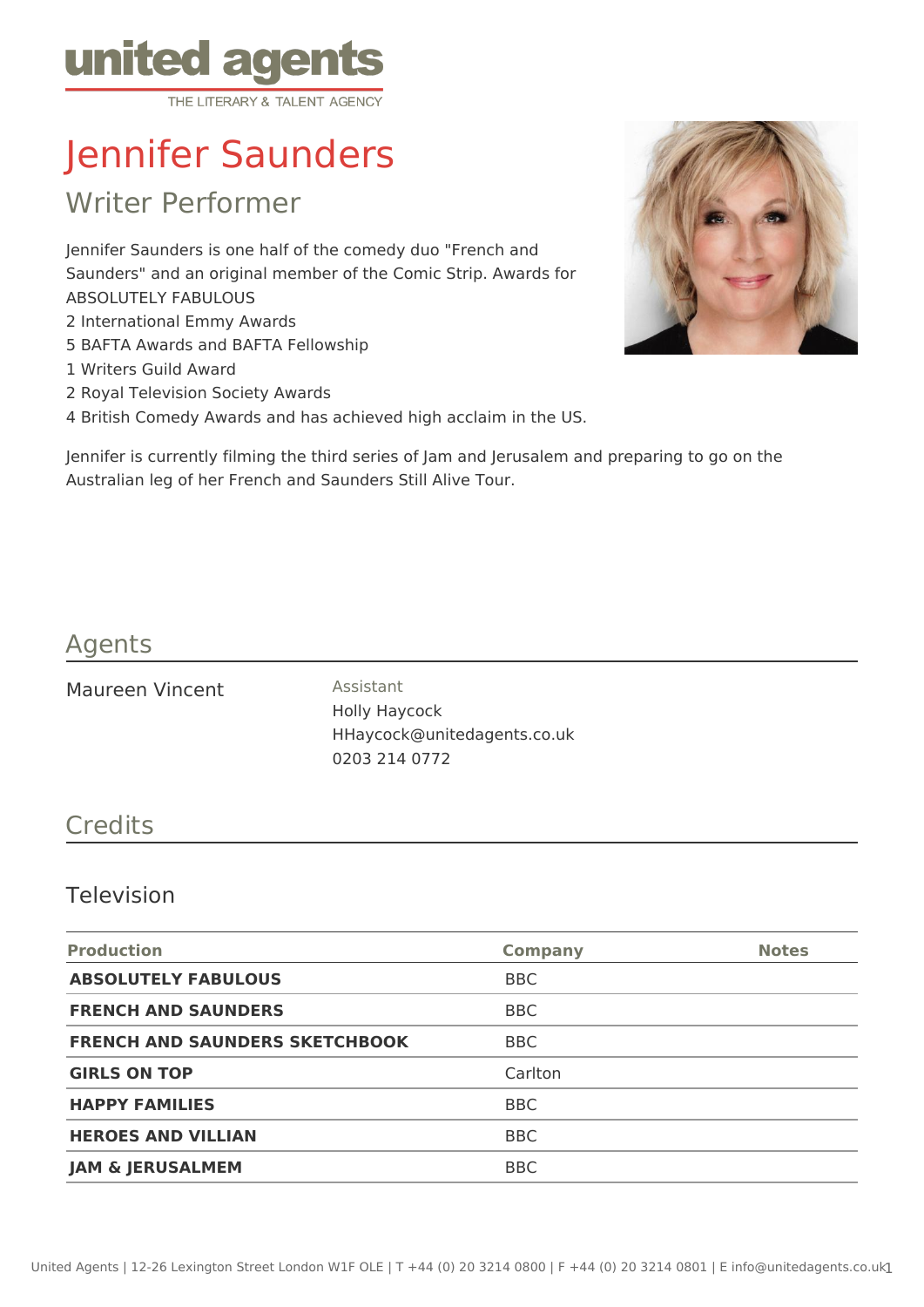# Jennifer Saunders

## Writer Performer

Jennifer Saunders is one half of the comedy duo "French and Saunders" and an original member of the Comic Strip. Awards for ABSOLUTELY FABULOUS
2 International Emmy Awards
5 BAFTA Awards and BAFTA Fellowship
1 Writers Guild Award
2 Royal Television Society Awards
4 British Comedy Awards and has achieved high acclaim in the US.

Jennifer is currently filming the third series of Jam and Jerusalem and preparing to go on the Australian leg of her French and Saunders Still Alive Tour.

## Agents

Maureen Vincent

Assistant
Holly Haycock
HHaycock@unitedagents.co.uk
0203 214 0772

## Credits

### Television

| Production | Company | Notes |
| --- | --- | --- |
| **ABSOLUTELY FABULOUS** | BBC | |
| **FRENCH AND SAUNDERS** | BBC | |
| **FRENCH AND SAUNDERS SKETCHBOOK** | BBC | |
| **GIRLS ON TOP** | Carlton | |
| **HAPPY FAMILIES** | BBC | |
| **HEROES AND VILLIAN** | BBC | |
| **JAM & JERUSALMEM** | BBC | |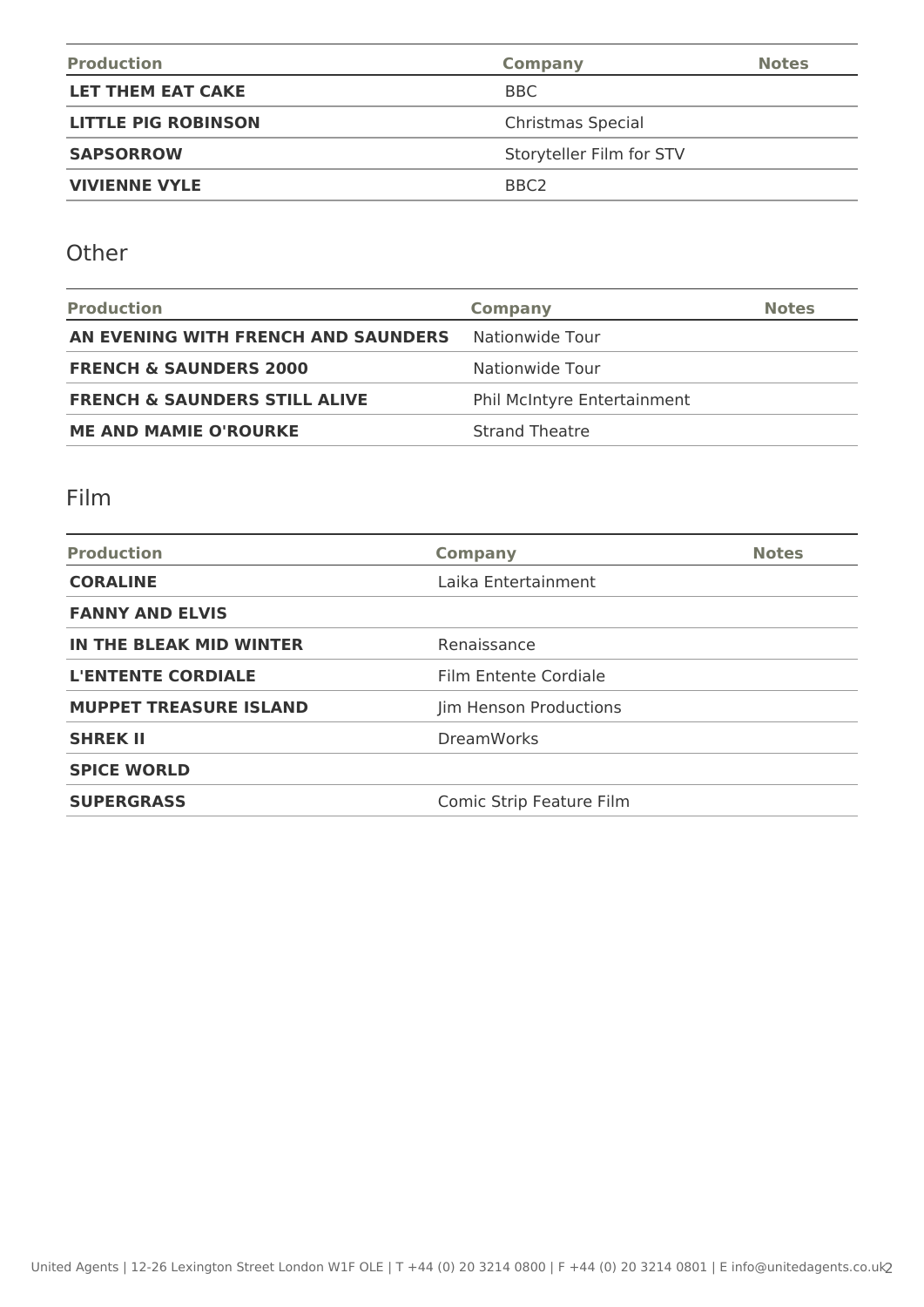| Production | Company | Notes |
| --- | --- | --- |
| **LET THEM EAT CAKE** | BBC | |
| **LITTLE PIG ROBINSON** | Christmas Special | |
| **SAPSORROW** | Storyteller Film for STV | |
| **VIVIENNE VYLE** | BBC2 | |

## Other

| Production | Company | Notes |
| --- | --- | --- |
| **AN EVENING WITH FRENCH AND SAUNDERS** | Nationwide Tour | |
| **FRENCH & SAUNDERS 2000** | Nationwide Tour | |
| **FRENCH & SAUNDERS STILL ALIVE** | Phil McIntyre Entertainment | |
| **ME AND MAMIE O'ROURKE** | Strand Theatre | |

## Film

| Production | Company | Notes |
| --- | --- | --- |
| **CORALINE** | Laika Entertainment | |
| **FANNY AND ELVIS** | | |
| **IN THE BLEAK MID WINTER** | Renaissance | |
| **L'ENTENTE CORDIALE** | Film Entente Cordiale | |
| **MUPPET TREASURE ISLAND** | Jim Henson Productions | |
| **SHREK II** | DreamWorks | |
| **SPICE WORLD** | | |
| **SUPERGRASS** | Comic Strip Feature Film | |